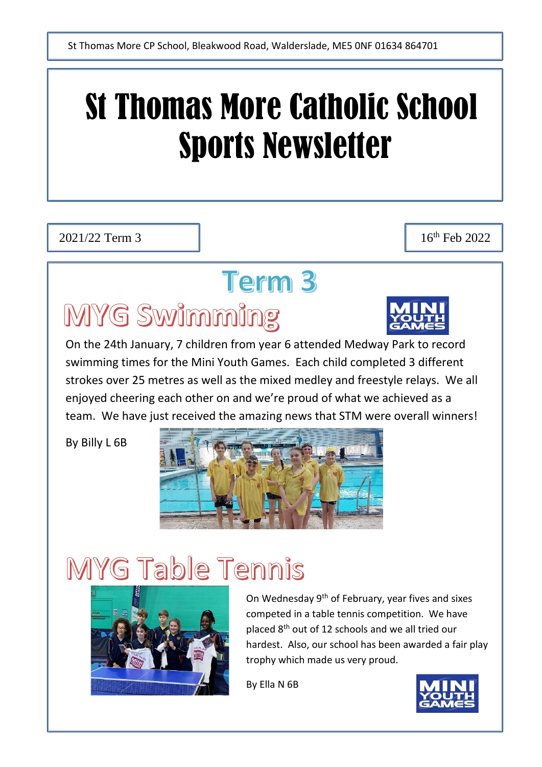St Thomas More CP School, Bleakwood Road, Walderslade, ME5 0NF 01634 864701

# St Thomas More Catholic School Sports Newsletter

2021/22 Term 3

16th Feb 2022

## Term 3

## MYG Swimming

On the 24th January, 7 children from year 6 attended Medway Park to record swimming times for the Mini Youth Games. Each child completed 3 different strokes over 25 metres as well as the mixed medley and freestyle relays. We all enjoyed cheering each other on and we're proud of what we achieved as a team. We have just received the amazing news that STM were overall winners!

By Billy L 6B

## MYG Table Tennis

On Wednesday 9th of February, year fives and sixes competed in a table tennis competition. We have placed 8th out of 12 schools and we all tried our hardest. Also, our school has been awarded a fair play trophy which made us very proud.

By Ella N 6B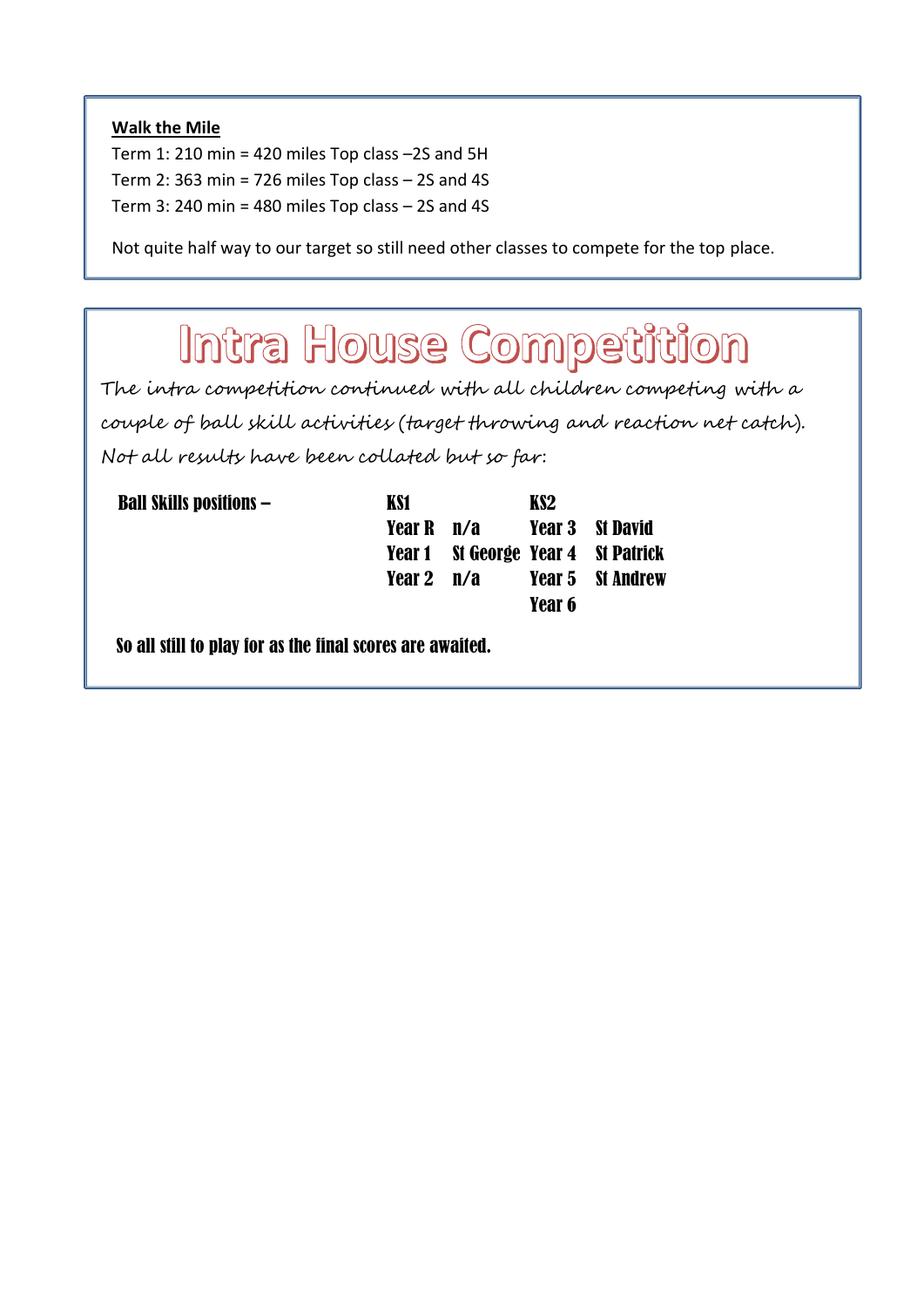**Walk the Mile**

Term 1: 210 min = 420 miles Top class –2S and 5H
Term 2: 363 min = 726 miles Top class – 2S and 4S
Term 3: 240 min = 480 miles Top class – 2S and 4S

Not quite half way to our target so still need other classes to compete for the top place.

# Intra House Competition

*The intra competition continued with all children competing with a couple of ball skill activities (target throwing and reaction net catch). Not all results have been collated but so far:*

**Ball Skills positions –**

| KS1 | | KS2 | |
|---|---|---|---|
| Year R | n/a | Year 3 | St David |
| Year 1 | St George | Year 4 | St Patrick |
| Year 2 | n/a | Year 5 | St Andrew |
| | | Year 6 | |

**So all still to play for as the final scores are awaited.**